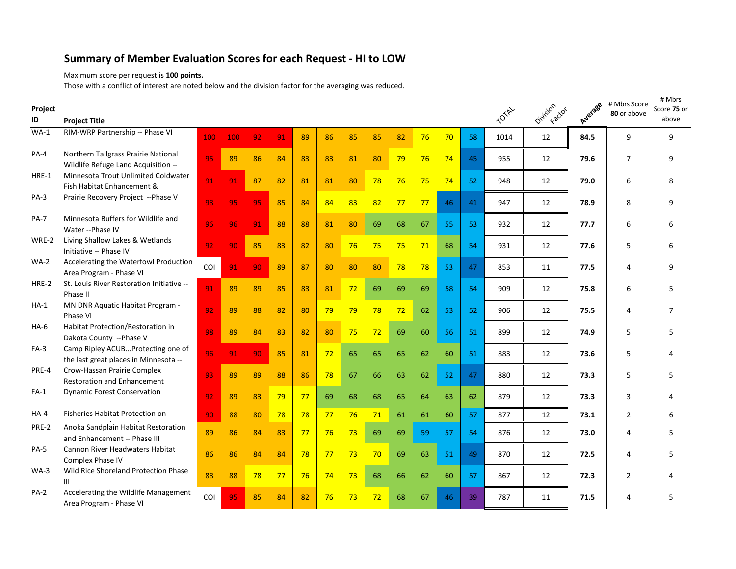## Summary of Member Evaluation Scores for each Request - HI to LOW

Maximum score per request is **100 points.**

Those with a conflict of interest are noted below and the division factor for the averaging was reduced.

| Project ID | Project Title | | | | | | | | | | | | | TOTAL | Division Factor | Average | # Mbrs Score 80 or above | # Mbrs Score 75 or above |
|---|---|---|---|---|---|---|---|---|---|---|---|---|---|---|---|---|---|---|
| WA-1 | RIM-WRP Partnership -- Phase VI | 100 | 100 | 92 | 91 | 89 | 86 | 85 | 85 | 82 | 76 | 70 | 58 | 1014 | 12 | **84.5** | 9 | 9 |
| PA-4 | Northern Tallgrass Prairie National Wildlife Refuge Land Acquisition -- | 95 | 89 | 86 | 84 | 83 | 83 | 81 | 80 | 79 | 76 | 74 | 45 | 955 | 12 | **79.6** | 7 | 9 |
| HRE-1 | Minnesota Trout Unlimited Coldwater Fish Habitat Enhancement & | 91 | 91 | 87 | 82 | 81 | 81 | 80 | 78 | 76 | 75 | 74 | 52 | 948 | 12 | **79.0** | 6 | 8 |
| PA-3 | Prairie Recovery Project --Phase V | 98 | 95 | 95 | 85 | 84 | 84 | 83 | 82 | 77 | 77 | 46 | 41 | 947 | 12 | **78.9** | 8 | 9 |
| PA-7 | Minnesota Buffers for Wildlife and Water --Phase IV | 96 | 96 | 91 | 88 | 88 | 81 | 80 | 69 | 68 | 67 | 55 | 53 | 932 | 12 | **77.7** | 6 | 6 |
| WRE-2 | Living Shallow Lakes & Wetlands Initiative -- Phase IV | 92 | 90 | 85 | 83 | 82 | 80 | 76 | 75 | 75 | 71 | 68 | 54 | 931 | 12 | **77.6** | 5 | 6 |
| WA-2 | Accelerating the Waterfowl Production Area Program - Phase VI | COI | 91 | 90 | 89 | 87 | 80 | 80 | 80 | 78 | 78 | 53 | 47 | 853 | 11 | **77.5** | 4 | 9 |
| HRE-2 | St. Louis River Restoration Initiative -- Phase II | 91 | 89 | 89 | 85 | 83 | 81 | 72 | 69 | 69 | 69 | 58 | 54 | 909 | 12 | **75.8** | 6 | 5 |
| HA-1 | MN DNR Aquatic Habitat Program - Phase VI | 92 | 89 | 88 | 82 | 80 | 79 | 79 | 78 | 72 | 62 | 53 | 52 | 906 | 12 | **75.5** | 4 | 7 |
| HA-6 | Habitat Protection/Restoration in Dakota County --Phase V | 98 | 89 | 84 | 83 | 82 | 80 | 75 | 72 | 69 | 60 | 56 | 51 | 899 | 12 | **74.9** | 5 | 5 |
| FA-3 | Camp Ripley ACUB...Protecting one of the last great places in Minnesota -- | 96 | 91 | 90 | 85 | 81 | 72 | 65 | 65 | 65 | 62 | 60 | 51 | 883 | 12 | **73.6** | 5 | 4 |
| PRE-4 | Crow-Hassan Prairie Complex Restoration and Enhancement | 93 | 89 | 89 | 88 | 86 | 78 | 67 | 66 | 63 | 62 | 52 | 47 | 880 | 12 | **73.3** | 5 | 5 |
| FA-1 | Dynamic Forest Conservation | 92 | 89 | 83 | 79 | 77 | 69 | 68 | 68 | 65 | 64 | 63 | 62 | 879 | 12 | **73.3** | 3 | 4 |
| HA-4 | Fisheries Habitat Protection on | 90 | 88 | 80 | 78 | 78 | 77 | 76 | 71 | 61 | 61 | 60 | 57 | 877 | 12 | **73.1** | 2 | 6 |
| PRE-2 | Anoka Sandplain Habitat Restoration and Enhancement -- Phase III | 89 | 86 | 84 | 83 | 77 | 76 | 73 | 69 | 69 | 59 | 57 | 54 | 876 | 12 | **73.0** | 4 | 5 |
| PA-5 | Cannon River Headwaters Habitat Complex Phase IV | 86 | 86 | 84 | 84 | 78 | 77 | 73 | 70 | 69 | 63 | 51 | 49 | 870 | 12 | **72.5** | 4 | 5 |
| WA-3 | Wild Rice Shoreland Protection Phase III | 88 | 88 | 78 | 77 | 76 | 74 | 73 | 68 | 66 | 62 | 60 | 57 | 867 | 12 | **72.3** | 2 | 4 |
| PA-2 | Accelerating the Wildlife Management Area Program - Phase VI | COI | 95 | 85 | 84 | 82 | 76 | 73 | 72 | 68 | 67 | 46 | 39 | 787 | 11 | **71.5** | 4 | 5 |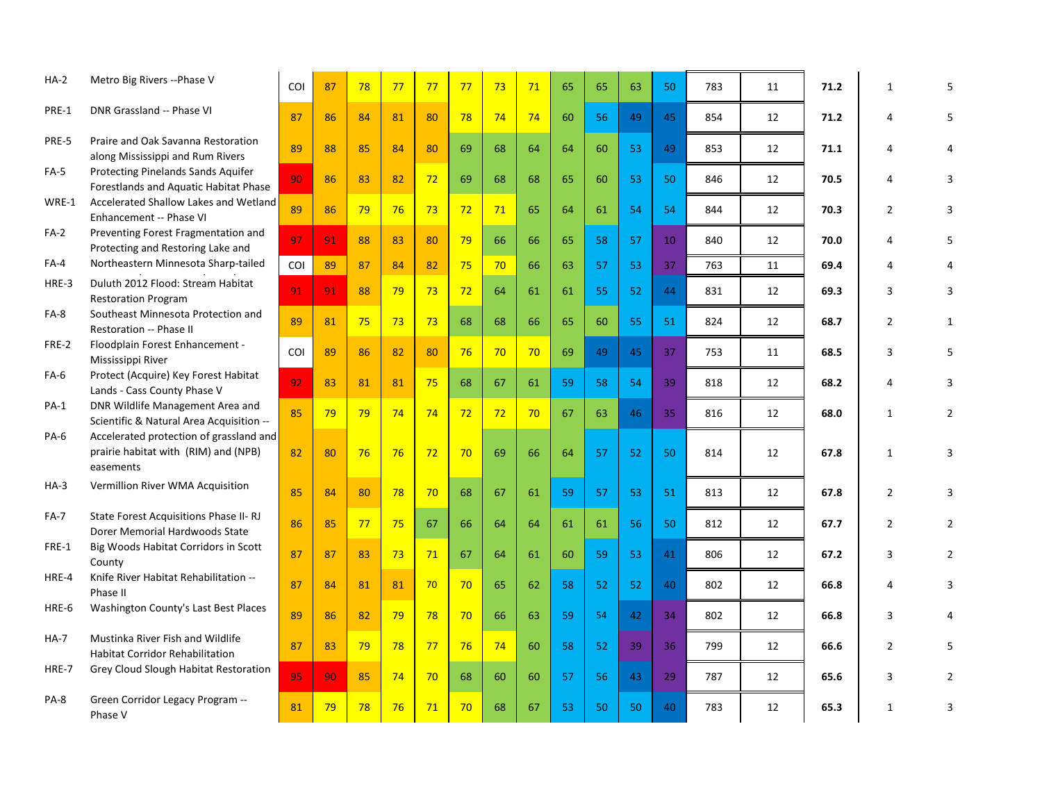| | | | | | | | | | | | | | | | | | | |
|---|---|---|---|---|---|---|---|---|---|---|---|---|---|---|---|---|---|---|
| HA-2 | Metro Big Rivers --Phase V | COI | 87 | 78 | 77 | 77 | 77 | 73 | 71 | 65 | 65 | 63 | 50 | 783 | 11 | **71.2** | 1 | 5 |
| PRE-1 | DNR Grassland -- Phase VI | 87 | 86 | 84 | 81 | 80 | 78 | 74 | 74 | 60 | 56 | 49 | 45 | 854 | 12 | **71.2** | 4 | 5 |
| PRE-5 | Praire and Oak Savanna Restoration along Mississippi and Rum Rivers | 89 | 88 | 85 | 84 | 80 | 69 | 68 | 64 | 64 | 60 | 53 | 49 | 853 | 12 | **71.1** | 4 | 4 |
| FA-5 | Protecting Pinelands Sands Aquifer Forestlands and Aquatic Habitat Phase | 90 | 86 | 83 | 82 | 72 | 69 | 68 | 68 | 65 | 60 | 53 | 50 | 846 | 12 | **70.5** | 4 | 3 |
| WRE-1 | Accelerated Shallow Lakes and Wetland Enhancement -- Phase VI | 89 | 86 | 79 | 76 | 73 | 72 | 71 | 65 | 64 | 61 | 54 | 54 | 844 | 12 | **70.3** | 2 | 3 |
| FA-2 | Preventing Forest Fragmentation and Protecting and Restoring Lake and | 97 | 91 | 88 | 83 | 80 | 79 | 66 | 66 | 65 | 58 | 57 | 10 | 840 | 12 | **70.0** | 4 | 5 |
| FA-4 | Northeastern Minnesota Sharp-tailed | COI | 89 | 87 | 84 | 82 | 75 | 70 | 66 | 63 | 57 | 53 | 37 | 763 | 11 | **69.4** | 4 | 4 |
| HRE-3 | Duluth 2012 Flood: Stream Habitat Restoration Program | 91 | 91 | 88 | 79 | 73 | 72 | 64 | 61 | 61 | 55 | 52 | 44 | 831 | 12 | **69.3** | 3 | 3 |
| FA-8 | Southeast Minnesota Protection and Restoration -- Phase II | 89 | 81 | 75 | 73 | 73 | 68 | 68 | 66 | 65 | 60 | 55 | 51 | 824 | 12 | **68.7** | 2 | 1 |
| FRE-2 | Floodplain Forest Enhancement - Mississippi River | COI | 89 | 86 | 82 | 80 | 76 | 70 | 70 | 69 | 49 | 45 | 37 | 753 | 11 | **68.5** | 3 | 5 |
| FA-6 | Protect (Acquire) Key Forest Habitat Lands - Cass County Phase V | 92 | 83 | 81 | 81 | 75 | 68 | 67 | 61 | 59 | 58 | 54 | 39 | 818 | 12 | **68.2** | 4 | 3 |
| PA-1 | DNR Wildlife Management Area and Scientific & Natural Area Acquisition -- | 85 | 79 | 79 | 74 | 74 | 72 | 72 | 70 | 67 | 63 | 46 | 35 | 816 | 12 | **68.0** | 1 | 2 |
| PA-6 | Accelerated protection of grassland and prairie habitat with (RIM) and (NPB) easements | 82 | 80 | 76 | 76 | 72 | 70 | 69 | 66 | 64 | 57 | 52 | 50 | 814 | 12 | **67.8** | 1 | 3 |
| HA-3 | Vermillion River WMA Acquisition | 85 | 84 | 80 | 78 | 70 | 68 | 67 | 61 | 59 | 57 | 53 | 51 | 813 | 12 | **67.8** | 2 | 3 |
| FA-7 | State Forest Acquisitions Phase II- RJ Dorer Memorial Hardwoods State | 86 | 85 | 77 | 75 | 67 | 66 | 64 | 64 | 61 | 61 | 56 | 50 | 812 | 12 | **67.7** | 2 | 2 |
| FRE-1 | Big Woods Habitat Corridors in Scott County | 87 | 87 | 83 | 73 | 71 | 67 | 64 | 61 | 60 | 59 | 53 | 41 | 806 | 12 | **67.2** | 3 | 2 |
| HRE-4 | Knife River Habitat Rehabilitation -- Phase II | 87 | 84 | 81 | 81 | 70 | 70 | 65 | 62 | 58 | 52 | 52 | 40 | 802 | 12 | **66.8** | 4 | 3 |
| HRE-6 | Washington County's Last Best Places | 89 | 86 | 82 | 79 | 78 | 70 | 66 | 63 | 59 | 54 | 42 | 34 | 802 | 12 | **66.8** | 3 | 4 |
| HA-7 | Mustinka River Fish and Wildlife Habitat Corridor Rehabilitation | 87 | 83 | 79 | 78 | 77 | 76 | 74 | 60 | 58 | 52 | 39 | 36 | 799 | 12 | **66.6** | 2 | 5 |
| HRE-7 | Grey Cloud Slough Habitat Restoration | 95 | 90 | 85 | 74 | 70 | 68 | 60 | 60 | 57 | 56 | 43 | 29 | 787 | 12 | **65.6** | 3 | 2 |
| PA-8 | Green Corridor Legacy Program -- Phase V | 81 | 79 | 78 | 76 | 71 | 70 | 68 | 67 | 53 | 50 | 50 | 40 | 783 | 12 | **65.3** | 1 | 3 |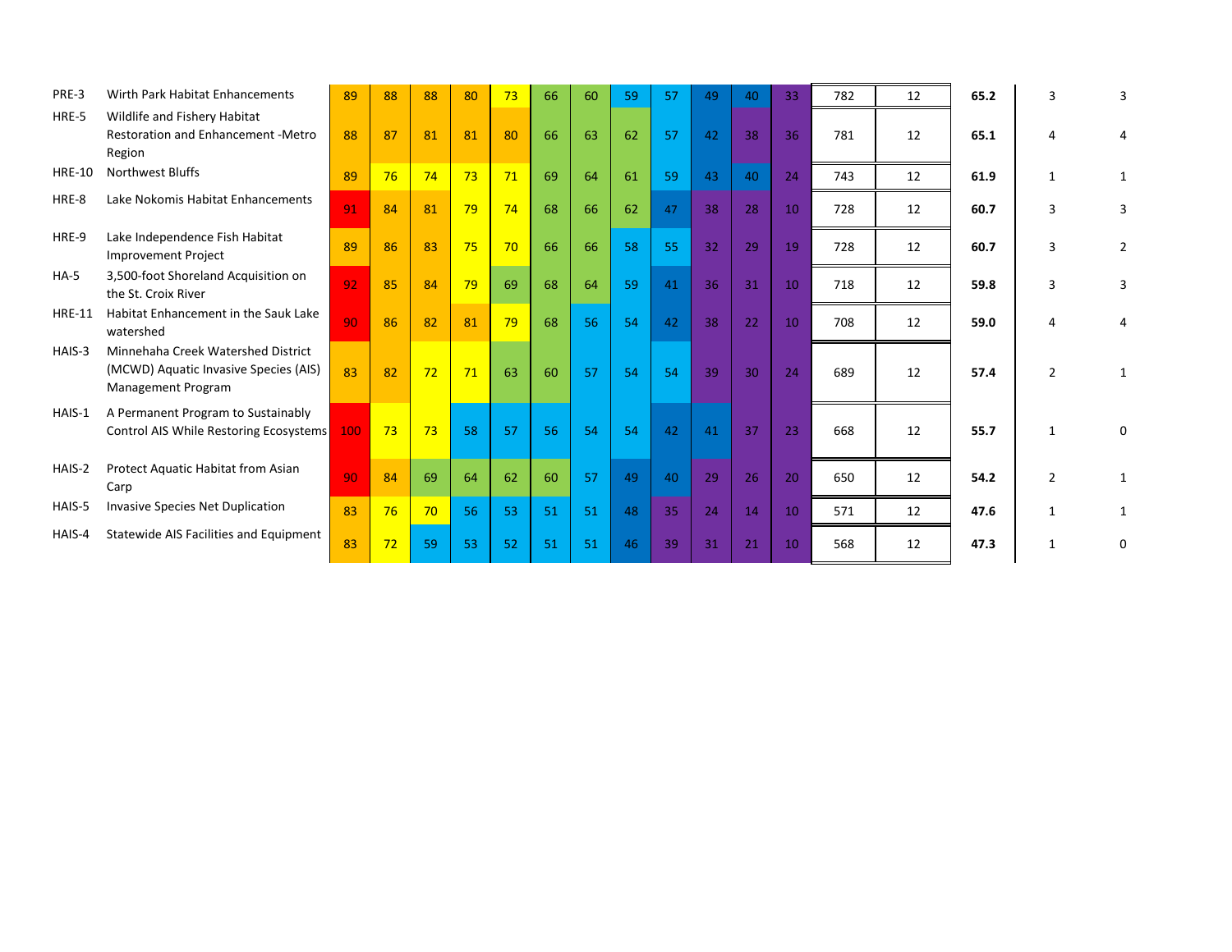| | | | | | | | | | | | | | | | | | | |
|---|---|---|---|---|---|---|---|---|---|---|---|---|---|---|---|---|---|---|
| PRE-3 | Wirth Park Habitat Enhancements | 89 | 88 | 88 | 80 | 73 | 66 | 60 | 59 | 57 | 49 | 40 | 33 | 782 | 12 | **65.2** | 3 | 3 |
| HRE-5 | Wildlife and Fishery Habitat Restoration and Enhancement -Metro Region | 88 | 87 | 81 | 81 | 80 | 66 | 63 | 62 | 57 | 42 | 38 | 36 | 781 | 12 | **65.1** | 4 | 4 |
| HRE-10 | Northwest Bluffs | 89 | 76 | 74 | 73 | 71 | 69 | 64 | 61 | 59 | 43 | 40 | 24 | 743 | 12 | **61.9** | 1 | 1 |
| HRE-8 | Lake Nokomis Habitat Enhancements | 91 | 84 | 81 | 79 | 74 | 68 | 66 | 62 | 47 | 38 | 28 | 10 | 728 | 12 | **60.7** | 3 | 3 |
| HRE-9 | Lake Independence Fish Habitat Improvement Project | 89 | 86 | 83 | 75 | 70 | 66 | 66 | 58 | 55 | 32 | 29 | 19 | 728 | 12 | **60.7** | 3 | 2 |
| HA-5 | 3,500-foot Shoreland Acquisition on the St. Croix River | 92 | 85 | 84 | 79 | 69 | 68 | 64 | 59 | 41 | 36 | 31 | 10 | 718 | 12 | **59.8** | 3 | 3 |
| HRE-11 | Habitat Enhancement in the Sauk Lake watershed | 90 | 86 | 82 | 81 | 79 | 68 | 56 | 54 | 42 | 38 | 22 | 10 | 708 | 12 | **59.0** | 4 | 4 |
| HAIS-3 | Minnehaha Creek Watershed District (MCWD) Aquatic Invasive Species (AIS) Management Program | 83 | 82 | 72 | 71 | 63 | 60 | 57 | 54 | 54 | 39 | 30 | 24 | 689 | 12 | **57.4** | 2 | 1 |
| HAIS-1 | A Permanent Program to Sustainably Control AIS While Restoring Ecosystems | 100 | 73 | 73 | 58 | 57 | 56 | 54 | 54 | 42 | 41 | 37 | 23 | 668 | 12 | **55.7** | 1 | 0 |
| HAIS-2 | Protect Aquatic Habitat from Asian Carp | 90 | 84 | 69 | 64 | 62 | 60 | 57 | 49 | 40 | 29 | 26 | 20 | 650 | 12 | **54.2** | 2 | 1 |
| HAIS-5 | Invasive Species Net Duplication | 83 | 76 | 70 | 56 | 53 | 51 | 51 | 48 | 35 | 24 | 14 | 10 | 571 | 12 | **47.6** | 1 | 1 |
| HAIS-4 | Statewide AIS Facilities and Equipment | 83 | 72 | 59 | 53 | 52 | 51 | 51 | 46 | 39 | 31 | 21 | 10 | 568 | 12 | **47.3** | 1 | 0 |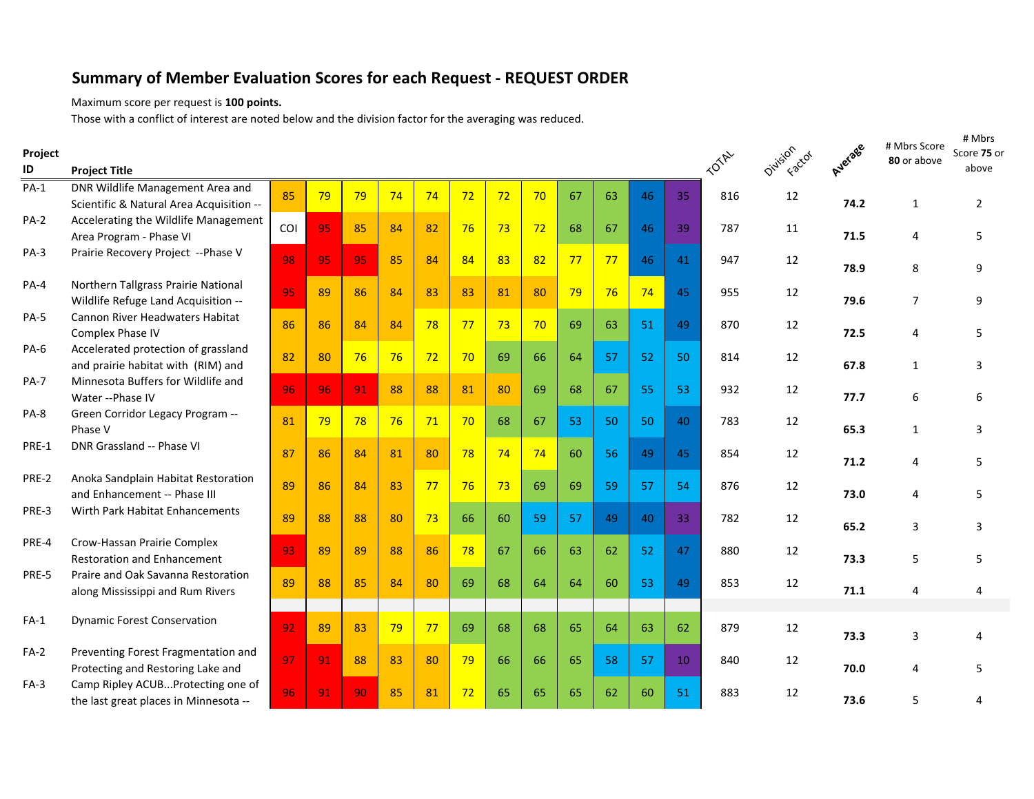# Summary of Member Evaluation Scores for each Request - REQUEST ORDER

Maximum score per request is **100 points.**

Those with a conflict of interest are noted below and the division factor for the averaging was reduced.

| Project ID | Project Title | | | | | | | | | | | | | TOTAL | Division Factor | Average | # Mbrs Score **80** or above | # Mbrs Score **75** or above |
|---|---|---|---|---|---|---|---|---|---|---|---|---|---|---|---|---|---|---|
| PA-1 | DNR Wildlife Management Area and Scientific & Natural Area Acquisition -- | 85 | 79 | 79 | 74 | 74 | 72 | 72 | 70 | 67 | 63 | 46 | 35 | 816 | 12 | **74.2** | 1 | 2 |
| PA-2 | Accelerating the Wildlife Management Area Program - Phase VI | COI | 95 | 85 | 84 | 82 | 76 | 73 | 72 | 68 | 67 | 46 | 39 | 787 | 11 | **71.5** | 4 | 5 |
| PA-3 | Prairie Recovery Project --Phase V | 98 | 95 | 95 | 85 | 84 | 84 | 83 | 82 | 77 | 77 | 46 | 41 | 947 | 12 | **78.9** | 8 | 9 |
| PA-4 | Northern Tallgrass Prairie National Wildlife Refuge Land Acquisition -- | 95 | 89 | 86 | 84 | 83 | 83 | 81 | 80 | 79 | 76 | 74 | 45 | 955 | 12 | **79.6** | 7 | 9 |
| PA-5 | Cannon River Headwaters Habitat Complex Phase IV | 86 | 86 | 84 | 84 | 78 | 77 | 73 | 70 | 69 | 63 | 51 | 49 | 870 | 12 | **72.5** | 4 | 5 |
| PA-6 | Accelerated protection of grassland and prairie habitat with (RIM) and | 82 | 80 | 76 | 76 | 72 | 70 | 69 | 66 | 64 | 57 | 52 | 50 | 814 | 12 | **67.8** | 1 | 3 |
| PA-7 | Minnesota Buffers for Wildlife and Water --Phase IV | 96 | 96 | 91 | 88 | 88 | 81 | 80 | 69 | 68 | 67 | 55 | 53 | 932 | 12 | **77.7** | 6 | 6 |
| PA-8 | Green Corridor Legacy Program -- Phase V | 81 | 79 | 78 | 76 | 71 | 70 | 68 | 67 | 53 | 50 | 50 | 40 | 783 | 12 | **65.3** | 1 | 3 |
| PRE-1 | DNR Grassland -- Phase VI | 87 | 86 | 84 | 81 | 80 | 78 | 74 | 74 | 60 | 56 | 49 | 45 | 854 | 12 | **71.2** | 4 | 5 |
| PRE-2 | Anoka Sandplain Habitat Restoration and Enhancement -- Phase III | 89 | 86 | 84 | 83 | 77 | 76 | 73 | 69 | 69 | 59 | 57 | 54 | 876 | 12 | **73.0** | 4 | 5 |
| PRE-3 | Wirth Park Habitat Enhancements | 89 | 88 | 88 | 80 | 73 | 66 | 60 | 59 | 57 | 49 | 40 | 33 | 782 | 12 | **65.2** | 3 | 3 |
| PRE-4 | Crow-Hassan Prairie Complex Restoration and Enhancement | 93 | 89 | 89 | 88 | 86 | 78 | 67 | 66 | 63 | 62 | 52 | 47 | 880 | 12 | **73.3** | 5 | 5 |
| PRE-5 | Praire and Oak Savanna Restoration along Mississippi and Rum Rivers | 89 | 88 | 85 | 84 | 80 | 69 | 68 | 64 | 64 | 60 | 53 | 49 | 853 | 12 | **71.1** | 4 | 4 |
| FA-1 | Dynamic Forest Conservation | 92 | 89 | 83 | 79 | 77 | 69 | 68 | 68 | 65 | 64 | 63 | 62 | 879 | 12 | **73.3** | 3 | 4 |
| FA-2 | Preventing Forest Fragmentation and Protecting and Restoring Lake and | 97 | 91 | 88 | 83 | 80 | 79 | 66 | 66 | 65 | 58 | 57 | 10 | 840 | 12 | **70.0** | 4 | 5 |
| FA-3 | Camp Ripley ACUB...Protecting one of the last great places in Minnesota -- | 96 | 91 | 90 | 85 | 81 | 72 | 65 | 65 | 65 | 62 | 60 | 51 | 883 | 12 | **73.6** | 5 | 4 |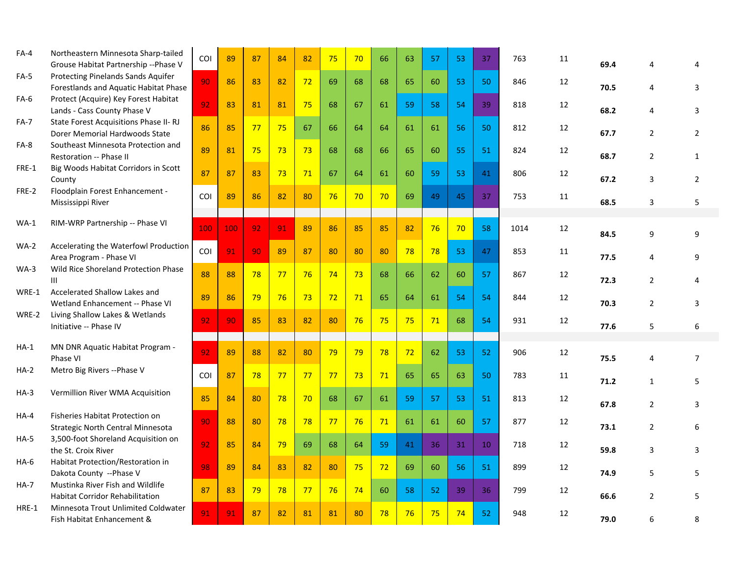| | | | | | | | | | | | | | | | | | |
|---|---|---|---|---|---|---|---|---|---|---|---|---|---|---|---|---|---|
| FA-4 | Northeastern Minnesota Sharp-tailed Grouse Habitat Partnership --Phase V | COI | 89 | 87 | 84 | 82 | 75 | 70 | 66 | 63 | 57 | 53 | 37 | 763 | 11 | **69.4** | 4 | 4 |
| FA-5 | Protecting Pinelands Sands Aquifer Forestlands and Aquatic Habitat Phase | 90 | 86 | 83 | 82 | 72 | 69 | 68 | 68 | 65 | 60 | 53 | 50 | 846 | 12 | **70.5** | 4 | 3 |
| FA-6 | Protect (Acquire) Key Forest Habitat Lands - Cass County Phase V | 92 | 83 | 81 | 81 | 75 | 68 | 67 | 61 | 59 | 58 | 54 | 39 | 818 | 12 | **68.2** | 4 | 3 |
| FA-7 | State Forest Acquisitions Phase II- RJ Dorer Memorial Hardwoods State | 86 | 85 | 77 | 75 | 67 | 66 | 64 | 64 | 61 | 61 | 56 | 50 | 812 | 12 | **67.7** | 2 | 2 |
| FA-8 | Southeast Minnesota Protection and Restoration -- Phase II | 89 | 81 | 75 | 73 | 73 | 68 | 68 | 66 | 65 | 60 | 55 | 51 | 824 | 12 | **68.7** | 2 | 1 |
| FRE-1 | Big Woods Habitat Corridors in Scott County | 87 | 87 | 83 | 73 | 71 | 67 | 64 | 61 | 60 | 59 | 53 | 41 | 806 | 12 | **67.2** | 3 | 2 |
| FRE-2 | Floodplain Forest Enhancement - Mississippi River | COI | 89 | 86 | 82 | 80 | 76 | 70 | 70 | 69 | 49 | 45 | 37 | 753 | 11 | **68.5** | 3 | 5 |
| | | | | | | | | | | | | | | | | | | |
| WA-1 | RIM-WRP Partnership -- Phase VI | 100 | 100 | 92 | 91 | 89 | 86 | 85 | 85 | 82 | 76 | 70 | 58 | 1014 | 12 | **84.5** | 9 | 9 |
| WA-2 | Accelerating the Waterfowl Production Area Program - Phase VI | COI | 91 | 90 | 89 | 87 | 80 | 80 | 80 | 78 | 78 | 53 | 47 | 853 | 11 | **77.5** | 4 | 9 |
| WA-3 | Wild Rice Shoreland Protection Phase III | 88 | 88 | 78 | 77 | 76 | 74 | 73 | 68 | 66 | 62 | 60 | 57 | 867 | 12 | **72.3** | 2 | 4 |
| WRE-1 | Accelerated Shallow Lakes and Wetland Enhancement -- Phase VI | 89 | 86 | 79 | 76 | 73 | 72 | 71 | 65 | 64 | 61 | 54 | 54 | 844 | 12 | **70.3** | 2 | 3 |
| WRE-2 | Living Shallow Lakes & Wetlands Initiative -- Phase IV | 92 | 90 | 85 | 83 | 82 | 80 | 76 | 75 | 75 | 71 | 68 | 54 | 931 | 12 | **77.6** | 5 | 6 |
| | | | | | | | | | | | | | | | | | | |
| HA-1 | MN DNR Aquatic Habitat Program - Phase VI | 92 | 89 | 88 | 82 | 80 | 79 | 79 | 78 | 72 | 62 | 53 | 52 | 906 | 12 | **75.5** | 4 | 7 |
| HA-2 | Metro Big Rivers --Phase V | COI | 87 | 78 | 77 | 77 | 77 | 73 | 71 | 65 | 65 | 63 | 50 | 783 | 11 | **71.2** | 1 | 5 |
| HA-3 | Vermillion River WMA Acquisition | 85 | 84 | 80 | 78 | 70 | 68 | 67 | 61 | 59 | 57 | 53 | 51 | 813 | 12 | **67.8** | 2 | 3 |
| HA-4 | Fisheries Habitat Protection on Strategic North Central Minnesota | 90 | 88 | 80 | 78 | 78 | 77 | 76 | 71 | 61 | 61 | 60 | 57 | 877 | 12 | **73.1** | 2 | 6 |
| HA-5 | 3,500-foot Shoreland Acquisition on the St. Croix River | 92 | 85 | 84 | 79 | 69 | 68 | 64 | 59 | 41 | 36 | 31 | 10 | 718 | 12 | **59.8** | 3 | 3 |
| HA-6 | Habitat Protection/Restoration in Dakota County --Phase V | 98 | 89 | 84 | 83 | 82 | 80 | 75 | 72 | 69 | 60 | 56 | 51 | 899 | 12 | **74.9** | 5 | 5 |
| HA-7 | Mustinka River Fish and Wildlife Habitat Corridor Rehabilitation | 87 | 83 | 79 | 78 | 77 | 76 | 74 | 60 | 58 | 52 | 39 | 36 | 799 | 12 | **66.6** | 2 | 5 |
| HRE-1 | Minnesota Trout Unlimited Coldwater Fish Habitat Enhancement & | 91 | 91 | 87 | 82 | 81 | 81 | 80 | 78 | 76 | 75 | 74 | 52 | 948 | 12 | **79.0** | 6 | 8 |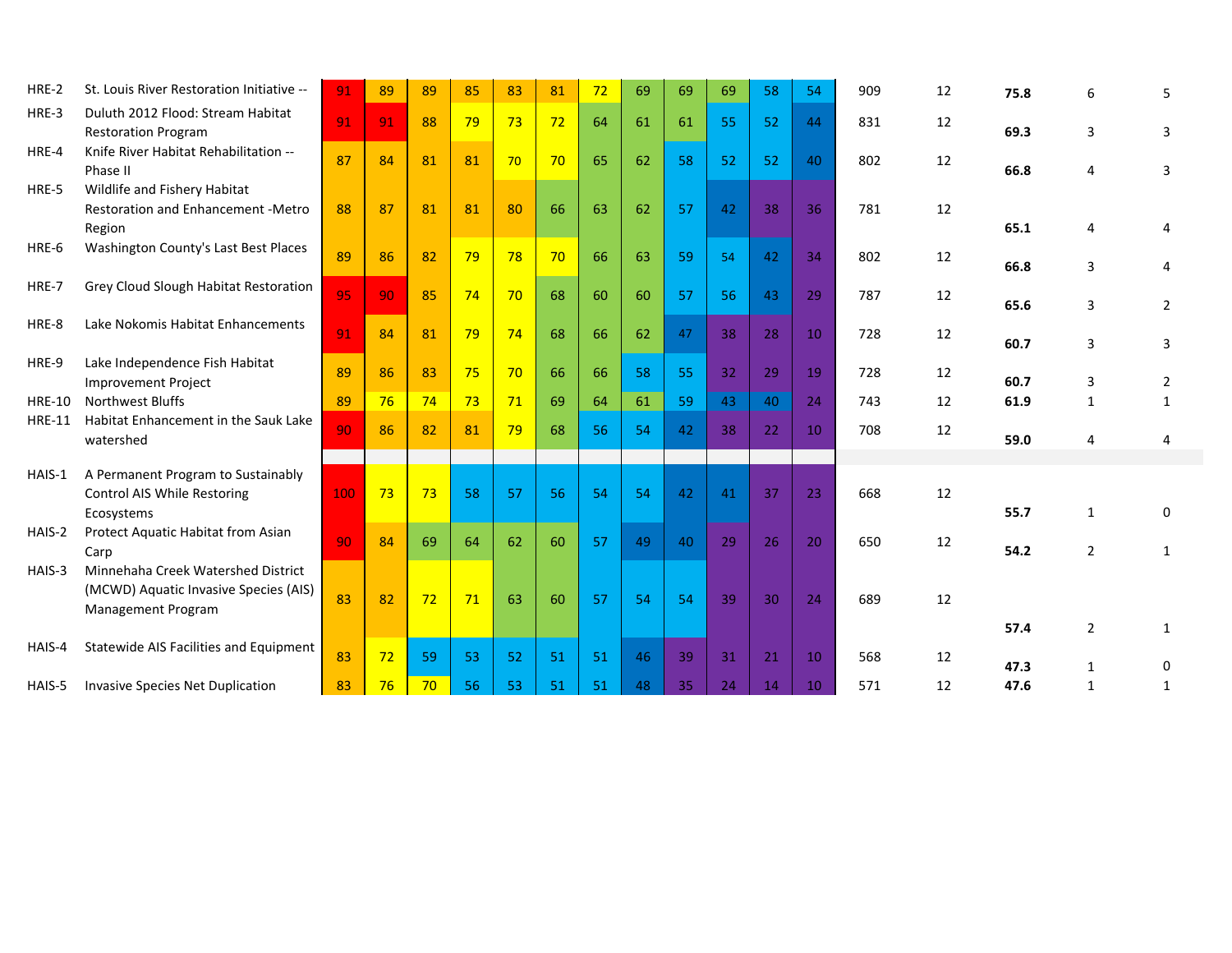| | | | | | | | | | | | | | | | | | | |
|---|---|---|---|---|---|---|---|---|---|---|---|---|---|---|---|---|---|---|
| HRE-2 | St. Louis River Restoration Initiative -- | 91 | 89 | 89 | 85 | 83 | 81 | 72 | 69 | 69 | 69 | 58 | 54 | 909 | 12 | **75.8** | 6 | 5 |
| HRE-3 | Duluth 2012 Flood: Stream Habitat Restoration Program | 91 | 91 | 88 | 79 | 73 | 72 | 64 | 61 | 61 | 55 | 52 | 44 | 831 | 12 | **69.3** | 3 | 3 |
| HRE-4 | Knife River Habitat Rehabilitation -- Phase II | 87 | 84 | 81 | 81 | 70 | 70 | 65 | 62 | 58 | 52 | 52 | 40 | 802 | 12 | **66.8** | 4 | 3 |
| HRE-5 | Wildlife and Fishery Habitat Restoration and Enhancement -Metro Region | 88 | 87 | 81 | 81 | 80 | 66 | 63 | 62 | 57 | 42 | 38 | 36 | 781 | 12 | **65.1** | 4 | 4 |
| HRE-6 | Washington County's Last Best Places | 89 | 86 | 82 | 79 | 78 | 70 | 66 | 63 | 59 | 54 | 42 | 34 | 802 | 12 | **66.8** | 3 | 4 |
| HRE-7 | Grey Cloud Slough Habitat Restoration | 95 | 90 | 85 | 74 | 70 | 68 | 60 | 60 | 57 | 56 | 43 | 29 | 787 | 12 | **65.6** | 3 | 2 |
| HRE-8 | Lake Nokomis Habitat Enhancements | 91 | 84 | 81 | 79 | 74 | 68 | 66 | 62 | 47 | 38 | 28 | 10 | 728 | 12 | **60.7** | 3 | 3 |
| HRE-9 | Lake Independence Fish Habitat Improvement Project | 89 | 86 | 83 | 75 | 70 | 66 | 66 | 58 | 55 | 32 | 29 | 19 | 728 | 12 | **60.7** | 3 | 2 |
| HRE-10 | Northwest Bluffs | 89 | 76 | 74 | 73 | 71 | 69 | 64 | 61 | 59 | 43 | 40 | 24 | 743 | 12 | **61.9** | 1 | 1 |
| HRE-11 | Habitat Enhancement in the Sauk Lake watershed | 90 | 86 | 82 | 81 | 79 | 68 | 56 | 54 | 42 | 38 | 22 | 10 | 708 | 12 | **59.0** | 4 | 4 |
| | | | | | | | | | | | | | | | | | | |
| HAIS-1 | A Permanent Program to Sustainably Control AIS While Restoring Ecosystems | 100 | 73 | 73 | 58 | 57 | 56 | 54 | 54 | 42 | 41 | 37 | 23 | 668 | 12 | **55.7** | 1 | 0 |
| HAIS-2 | Protect Aquatic Habitat from Asian Carp | 90 | 84 | 69 | 64 | 62 | 60 | 57 | 49 | 40 | 29 | 26 | 20 | 650 | 12 | **54.2** | 2 | 1 |
| HAIS-3 | Minnehaha Creek Watershed District (MCWD) Aquatic Invasive Species (AIS) Management Program | 83 | 82 | 72 | 71 | 63 | 60 | 57 | 54 | 54 | 39 | 30 | 24 | 689 | 12 | **57.4** | 2 | 1 |
| HAIS-4 | Statewide AIS Facilities and Equipment | 83 | 72 | 59 | 53 | 52 | 51 | 51 | 46 | 39 | 31 | 21 | 10 | 568 | 12 | **47.3** | 1 | 0 |
| HAIS-5 | Invasive Species Net Duplication | 83 | 76 | 70 | 56 | 53 | 51 | 51 | 48 | 35 | 24 | 14 | 10 | 571 | 12 | **47.6** | 1 | 1 |